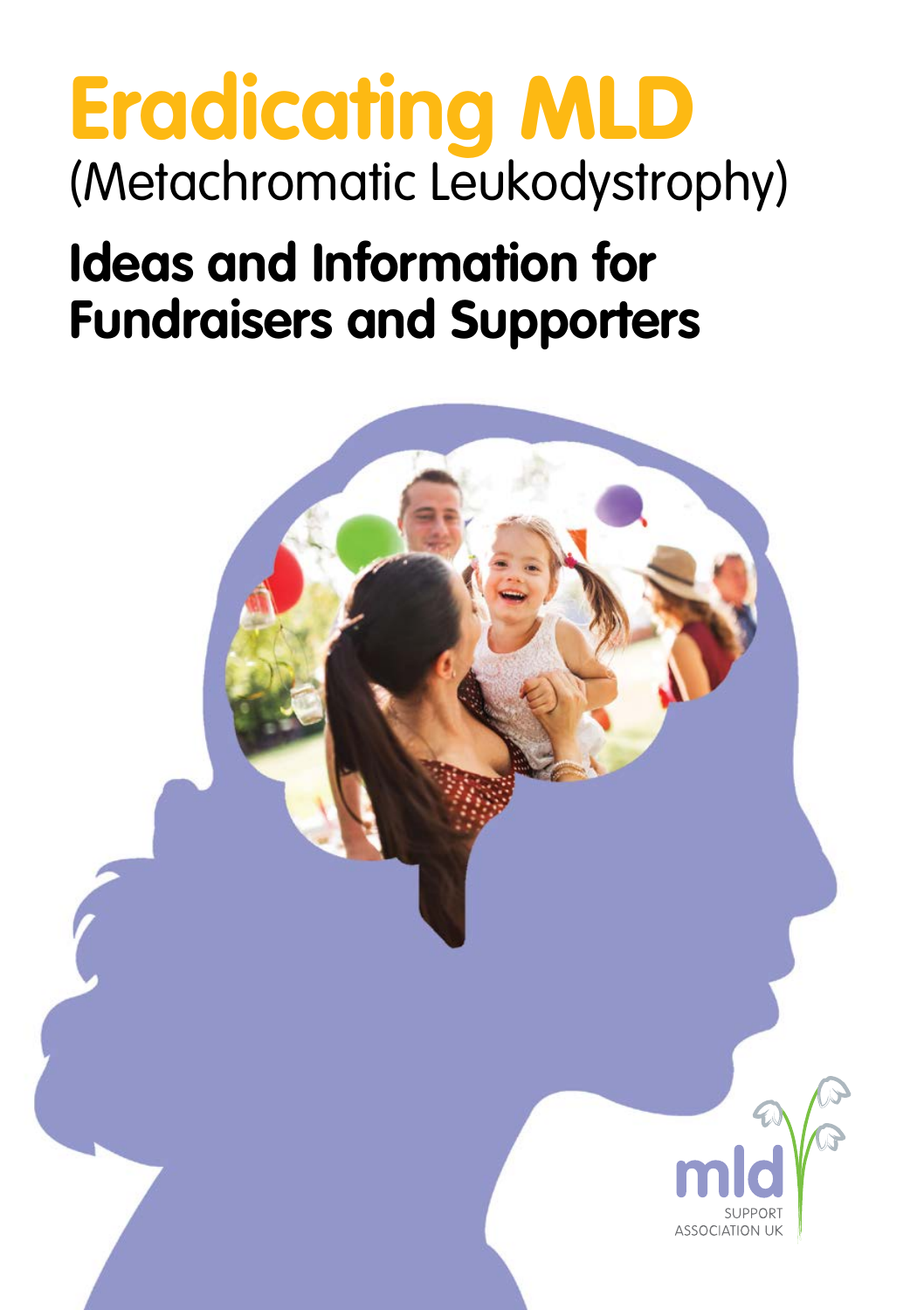# Eradicating MLD

(Metachromatic Leukodystrophy)

## Ideas and Information for Fundraisers and Supporters

mld SUPPORT ASSOCIATION UK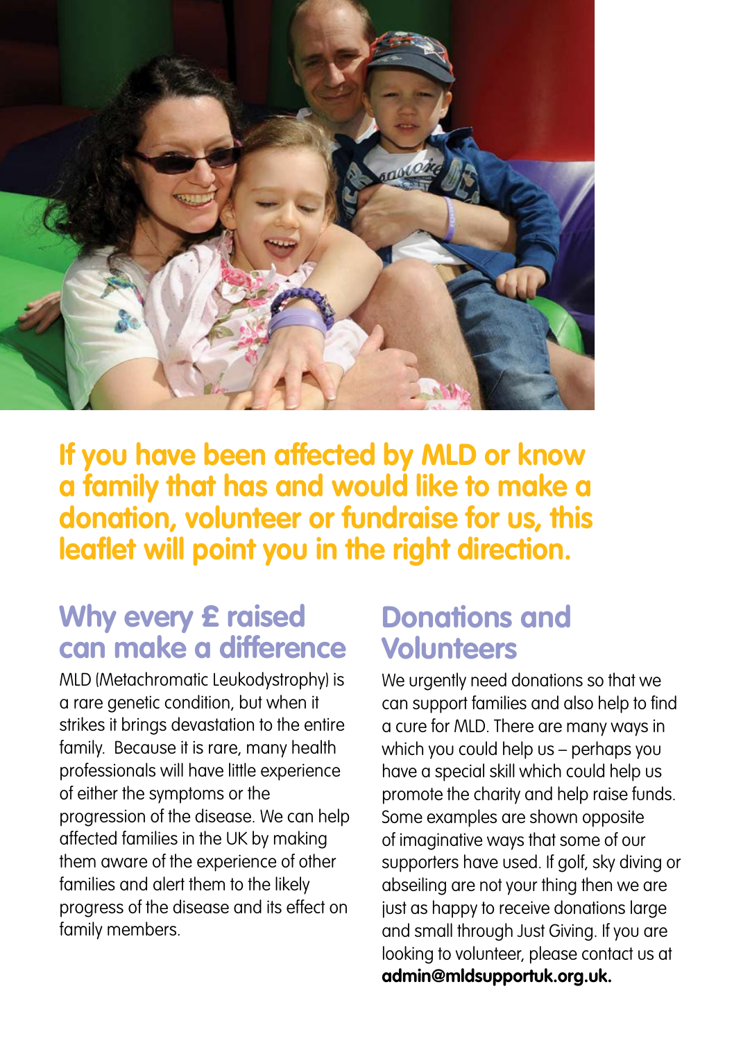**If you have been affected by MLD or know a family that has and would like to make a donation, volunteer or fundraise for us, this leaflet will point you in the right direction.**

## Why every £ raised can make a difference

MLD (Metachromatic Leukodystrophy) is a rare genetic condition, but when it strikes it brings devastation to the entire family. Because it is rare, many health professionals will have little experience of either the symptoms or the progression of the disease. We can help affected families in the UK by making them aware of the experience of other families and alert them to the likely progress of the disease and its effect on family members.

## Donations and Volunteers

We urgently need donations so that we can support families and also help to find a cure for MLD. There are many ways in which you could help us – perhaps you have a special skill which could help us promote the charity and help raise funds. Some examples are shown opposite of imaginative ways that some of our supporters have used. If golf, sky diving or abseiling are not your thing then we are just as happy to receive donations large and small through Just Giving. If you are looking to volunteer, please contact us at **admin@mldsupportuk.org.uk.**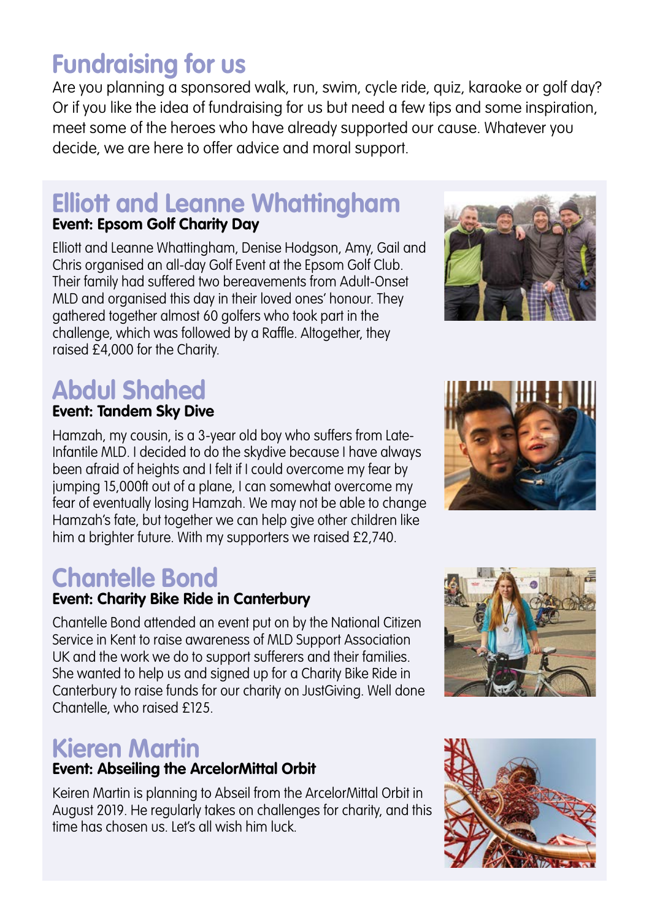# Fundraising for us

Are you planning a sponsored walk, run, swim, cycle ride, quiz, karaoke or golf day? Or if you like the idea of fundraising for us but need a few tips and some inspiration, meet some of the heroes who have already supported our cause. Whatever you decide, we are here to offer advice and moral support.

## Elliott and Leanne Whattingham

**Event: Epsom Golf Charity Day**

Elliott and Leanne Whattingham, Denise Hodgson, Amy, Gail and Chris organised an all-day Golf Event at the Epsom Golf Club. Their family had suffered two bereavements from Adult-Onset MLD and organised this day in their loved ones' honour. They gathered together almost 60 golfers who took part in the challenge, which was followed by a Raffle. Altogether, they raised £4,000 for the Charity.

## Abdul Shahed

**Event: Tandem Sky Dive**

Hamzah, my cousin, is a 3-year old boy who suffers from Late-Infantile MLD. I decided to do the skydive because I have always been afraid of heights and I felt if I could overcome my fear by jumping 15,000ft out of a plane, I can somewhat overcome my fear of eventually losing Hamzah. We may not be able to change Hamzah's fate, but together we can help give other children like him a brighter future. With my supporters we raised £2,740.

## Chantelle Bond

**Event: Charity Bike Ride in Canterbury**

Chantelle Bond attended an event put on by the National Citizen Service in Kent to raise awareness of MLD Support Association UK and the work we do to support sufferers and their families. She wanted to help us and signed up for a Charity Bike Ride in Canterbury to raise funds for our charity on JustGiving. Well done Chantelle, who raised £125.

## Kieren Martin

**Event: Abseiling the ArcelorMittal Orbit**

Keiren Martin is planning to Abseil from the ArcelorMittal Orbit in August 2019. He regularly takes on challenges for charity, and this time has chosen us. Let's all wish him luck.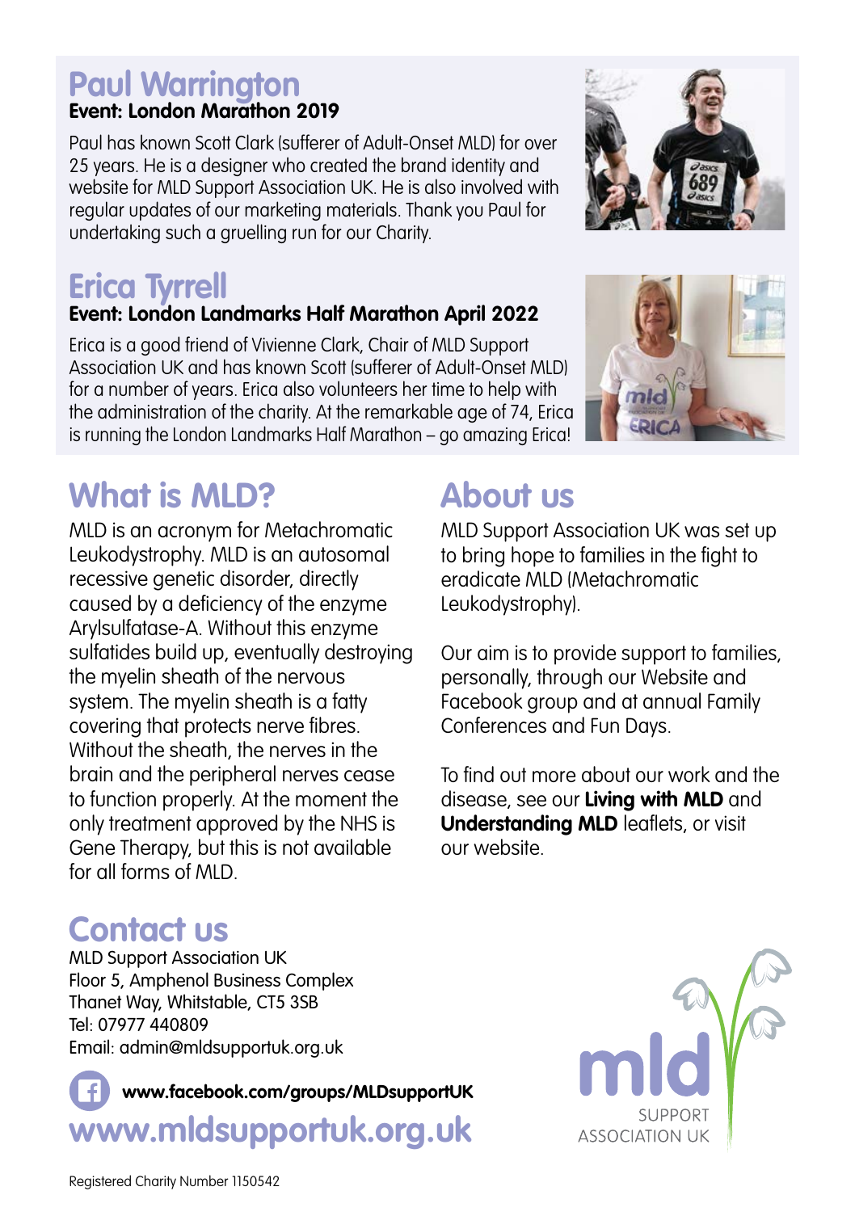## Paul Warrington

**Event: London Marathon 2019**

Paul has known Scott Clark (sufferer of Adult-Onset MLD) for over 25 years. He is a designer who created the brand identity and website for MLD Support Association UK. He is also involved with regular updates of our marketing materials. Thank you Paul for undertaking such a gruelling run for our Charity.

## Erica Tyrrell

**Event: London Landmarks Half Marathon April 2022**

Erica is a good friend of Vivienne Clark, Chair of MLD Support Association UK and has known Scott (sufferer of Adult-Onset MLD) for a number of years. Erica also volunteers her time to help with the administration of the charity. At the remarkable age of 74, Erica is running the London Landmarks Half Marathon – go amazing Erica!

## What is MLD?

MLD is an acronym for Metachromatic Leukodystrophy. MLD is an autosomal recessive genetic disorder, directly caused by a deficiency of the enzyme Arylsulfatase-A. Without this enzyme sulfatides build up, eventually destroying the myelin sheath of the nervous system. The myelin sheath is a fatty covering that protects nerve fibres. Without the sheath, the nerves in the brain and the peripheral nerves cease to function properly. At the moment the only treatment approved by the NHS is Gene Therapy, but this is not available for all forms of MLD.

## About us

MLD Support Association UK was set up to bring hope to families in the fight to eradicate MLD (Metachromatic Leukodystrophy).

Our aim is to provide support to families, personally, through our Website and Facebook group and at annual Family Conferences and Fun Days.

To find out more about our work and the disease, see our **Living with MLD** and **Understanding MLD** leaflets, or visit our website.

## Contact us

MLD Support Association UK
Floor 5, Amphenol Business Complex
Thanet Way, Whitstable, CT5 3SB
Tel: 07977 440809
Email: admin@mldsupportuk.org.uk

**www.facebook.com/groups/MLDsupportUK**

**www.mldsupportuk.org.uk**

mld SUPPORT ASSOCIATION UK

Registered Charity Number 1150542